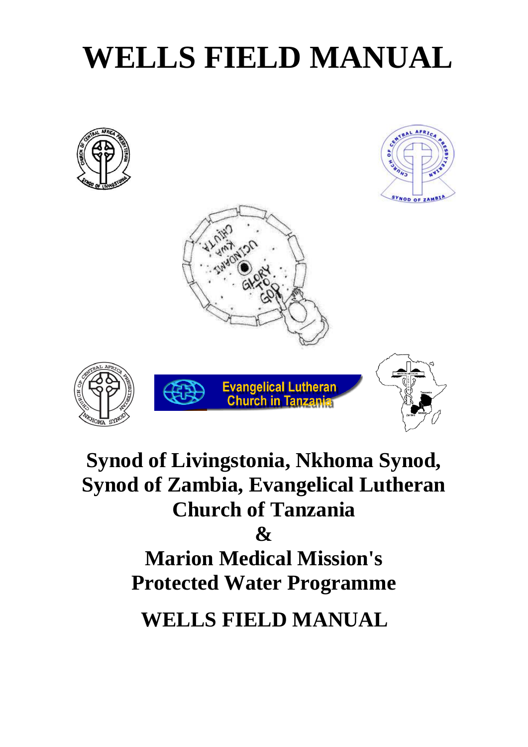# WELLS FIELD MANUAL

**Synod of Livingstonia, Nkhoma Synod, Synod of Zambia, Evangelical Lutheran Church of Tanzania**

**&**

**Marion Medical Mission's Protected Water Programme**

**WELLS FIELD MANUAL**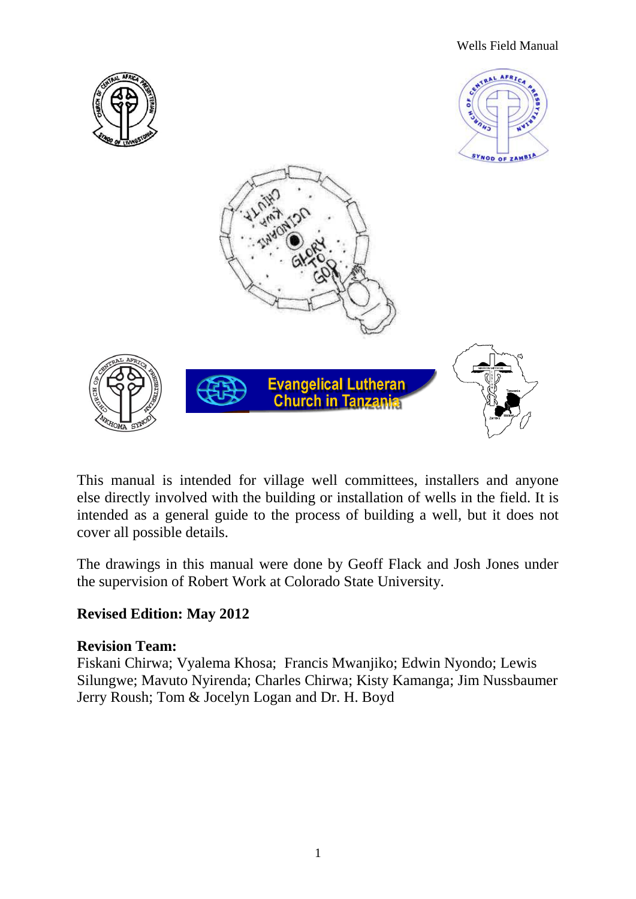This manual is intended for village well committees, installers and anyone else directly involved with the building or installation of wells in the field. It is intended as a general guide to the process of building a well, but it does not cover all possible details.

The drawings in this manual were done by Geoff Flack and Josh Jones under the supervision of Robert Work at Colorado State University.

**Revised Edition: May 2012**

**Revision Team:**
Fiskani Chirwa; Vyalema Khosa; Francis Mwanjiko; Edwin Nyondo; Lewis Silungwe; Mavuto Nyirenda; Charles Chirwa; Kisty Kamanga; Jim Nussbaumer Jerry Roush; Tom & Jocelyn Logan and Dr. H. Boyd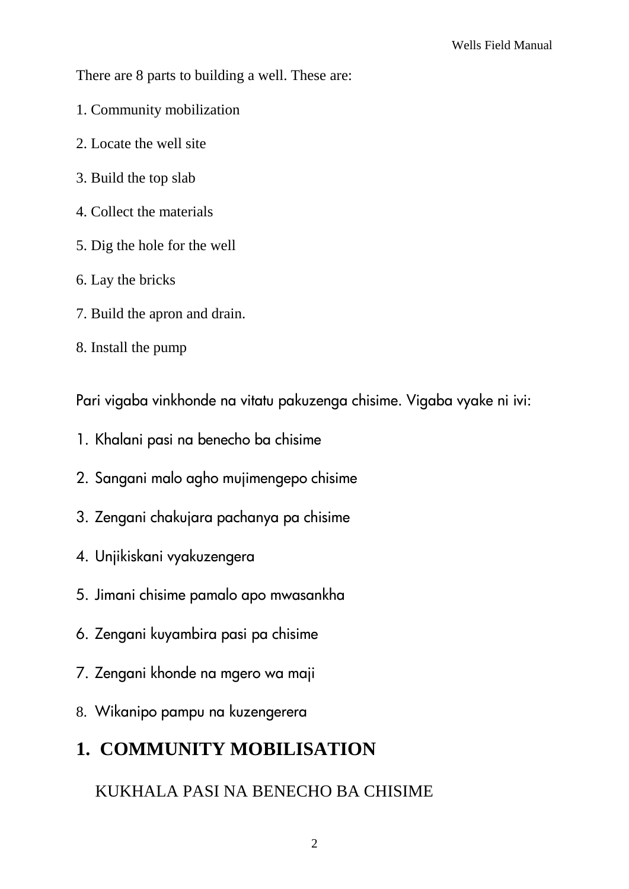There are 8 parts to building a well. These are:

1. Community mobilization
2. Locate the well site
3. Build the top slab
4. Collect the materials
5. Dig the hole for the well
6. Lay the bricks
7. Build the apron and drain.
8. Install the pump

Pari vigaba vinkhonde na vitatu pakuzenga chisime. Vigaba vyake ni ivi:

1. Khalani pasi na benecho ba chisime
2. Sangani malo agho mujimengepo chisime
3. Zengani chakujara pachanya pa chisime
4. Unjikiskani vyakuzengera
5. Jimani chisime pamalo apo mwasankha
6. Zengani kuyambira pasi pa chisime
7. Zengani khonde na mgero wa maji
8. Wikanipo pampu na kuzengerera

# 1. COMMUNITY MOBILISATION

KUKHALA PASI NA BENECHO BA CHISIME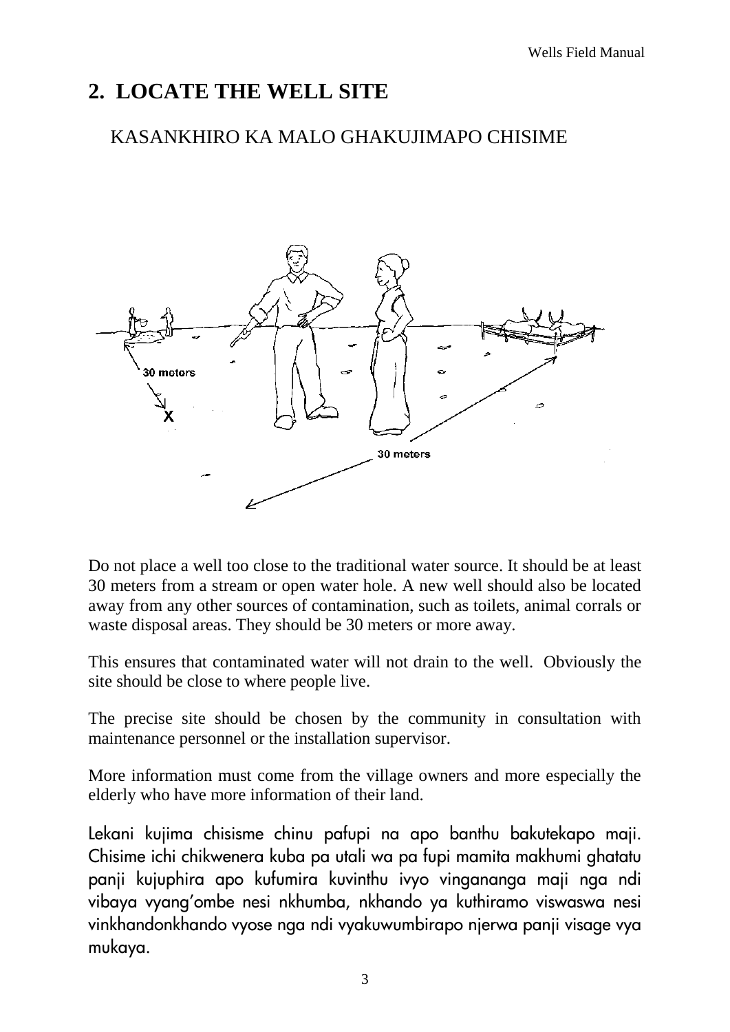## 2. LOCATE THE WELL SITE

KASANKHIRO KA MALO GHAKUJIMAPO CHISIME

30 meters

X

30 meters

Do not place a well too close to the traditional water source. It should be at least 30 meters from a stream or open water hole. A new well should also be located away from any other sources of contamination, such as toilets, animal corrals or waste disposal areas. They should be 30 meters or more away.

This ensures that contaminated water will not drain to the well. Obviously the site should be close to where people live.

The precise site should be chosen by the community in consultation with maintenance personnel or the installation supervisor.

More information must come from the village owners and more especially the elderly who have more information of their land.

Lekani kujima chisisme chinu pafupi na apo banthu bakutekapo maji. Chisime ichi chikwenera kuba pa utali wa pa fupi mamita makhumi ghatatu panji kujuphira apo kufumira kuvinthu ivyo vingananga maji nga ndi vibaya vyang'ombe nesi nkhumba, nkhando ya kuthiramo viswaswa nesi vinkhandonkhando vyose nga ndi vyakuwumbirapo njerwa panji visage vya mukaya.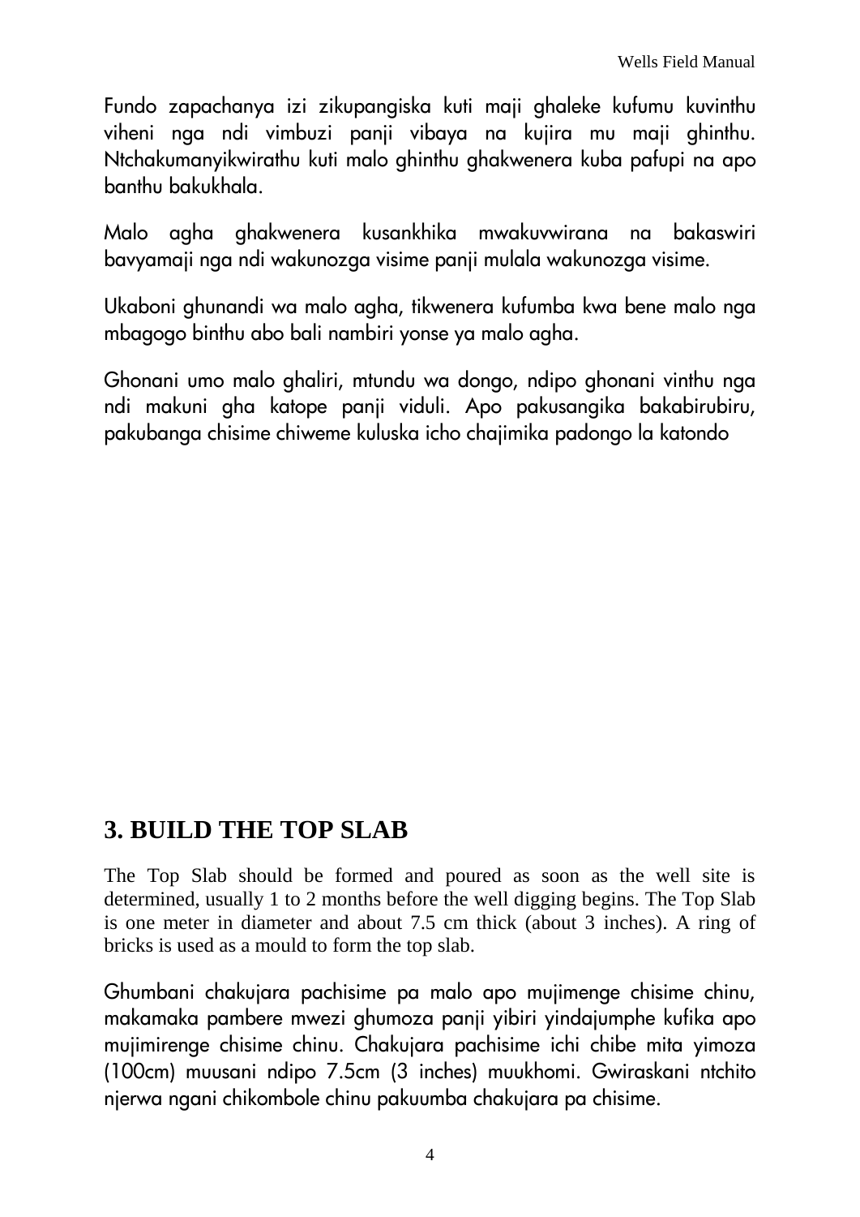Fundo zapachanya izi zikupangiska kuti maji ghaleke kufumu kuvinthu viheni nga ndi vimbuzi panji vibaya na kujira mu maji ghinthu. Ntchakumanyikwirathu kuti malo ghinthu ghakwenera kuba pafupi na apo banthu bakukhala.

Malo agha ghakwenera kusankhika mwakuvwirana na bakaswiri bavyamaji nga ndi wakunozga visime panji mulala wakunozga visime.

Ukaboni ghunandi wa malo agha, tikwenera kufumba kwa bene malo nga mbagogo binthu abo bali nambiri yonse ya malo agha.

Ghonani umo malo ghaliri, mtundu wa dongo, ndipo ghonani vinthu nga ndi makuni gha katope panji viduli. Apo pakusangika bakabirubiru, pakubanga chisime chiweme kuluska icho chajimika padongo la katondo

## 3. BUILD THE TOP SLAB

The Top Slab should be formed and poured as soon as the well site is determined, usually 1 to 2 months before the well digging begins. The Top Slab is one meter in diameter and about 7.5 cm thick (about 3 inches). A ring of bricks is used as a mould to form the top slab.

Ghumbani chakujara pachisime pa malo apo mujimenge chisime chinu, makamaka pambere mwezi ghumoza panji yibiri yindajumphe kufika apo mujimirenge chisime chinu. Chakujara pachisime ichi chibe mita yimoza (100cm) muusani ndipo 7.5cm (3 inches) muukhomi. Gwiraskani ntchito njerwa ngani chikombole chinu pakuumba chakujara pa chisime.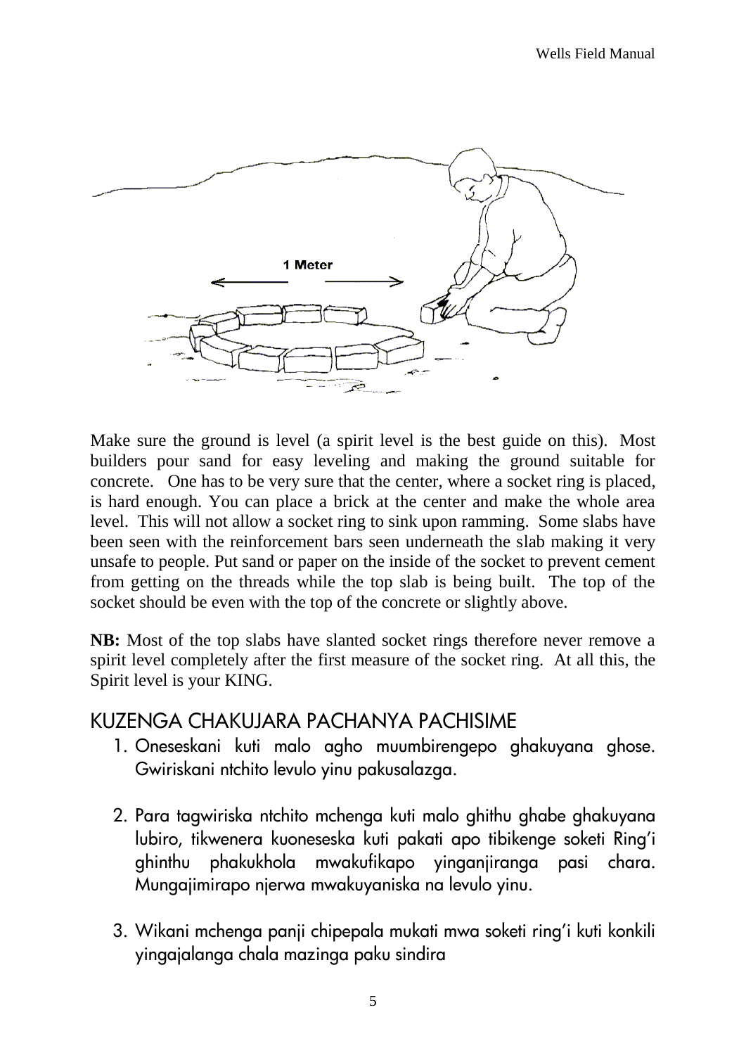1 Meter

Make sure the ground is level (a spirit level is the best guide on this). Most builders pour sand for easy leveling and making the ground suitable for concrete. One has to be very sure that the center, where a socket ring is placed, is hard enough. You can place a brick at the center and make the whole area level. This will not allow a socket ring to sink upon ramming. Some slabs have been seen with the reinforcement bars seen underneath the slab making it very unsafe to people. Put sand or paper on the inside of the socket to prevent cement from getting on the threads while the top slab is being built. The top of the socket should be even with the top of the concrete or slightly above.

**NB:** Most of the top slabs have slanted socket rings therefore never remove a spirit level completely after the first measure of the socket ring. At all this, the Spirit level is your KING.

## KUZENGA CHAKUJARA PACHANYA PACHISIME

1. Oneseskani kuti malo agho muumbirengepo ghakuyana ghose. Gwiriskani ntchito levulo yinu pakusalazga.

2. Para tagwiriska ntchito mchenga kuti malo ghithu ghabe ghakuyana lubiro, tikwenera kuoneseska kuti pakati apo tibikenge soketi Ring'i ghinthu phakukhola mwakufikapo yinganjiranga pasi chara. Mungajimirapo njerwa mwakuyaniska na levulo yinu.

3. Wikani mchenga panji chipepala mukati mwa soketi ring'i kuti konkili yingajalanga chala mazinga paku sindira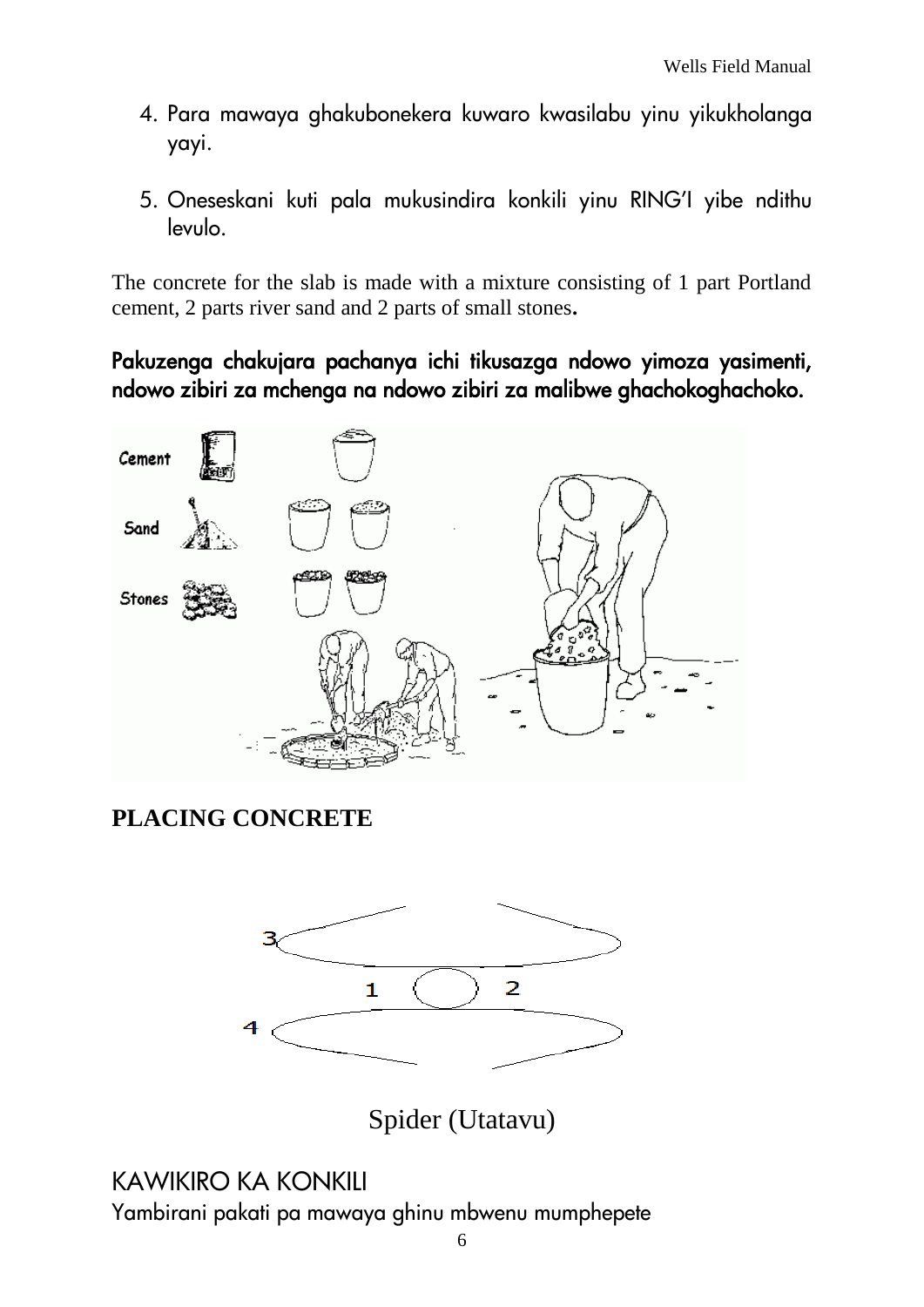4. Para mawaya ghakubonekera kuwaro kwasilabu yinu yikukholanga yayi.

5. Oneseskani kuti pala mukusindira konkili yinu RING'I yibe ndithu levulo.

The concrete for the slab is made with a mixture consisting of 1 part Portland cement, 2 parts river sand and 2 parts of small stones**.**

**Pakuzenga chakujara pachanya ichi tikusazga ndowo yimoza yasimenti, ndowo zibiri za mchenga na ndowo zibiri za malibwe ghachokoghachoko.**

Cement

Sand

Stones

## PLACING CONCRETE

3

1

2

4

Spider (Utatavu)

## KAWIKIRO KA KONKILI

Yambirani pakati pa mawaya ghinu mbwenu mumphepete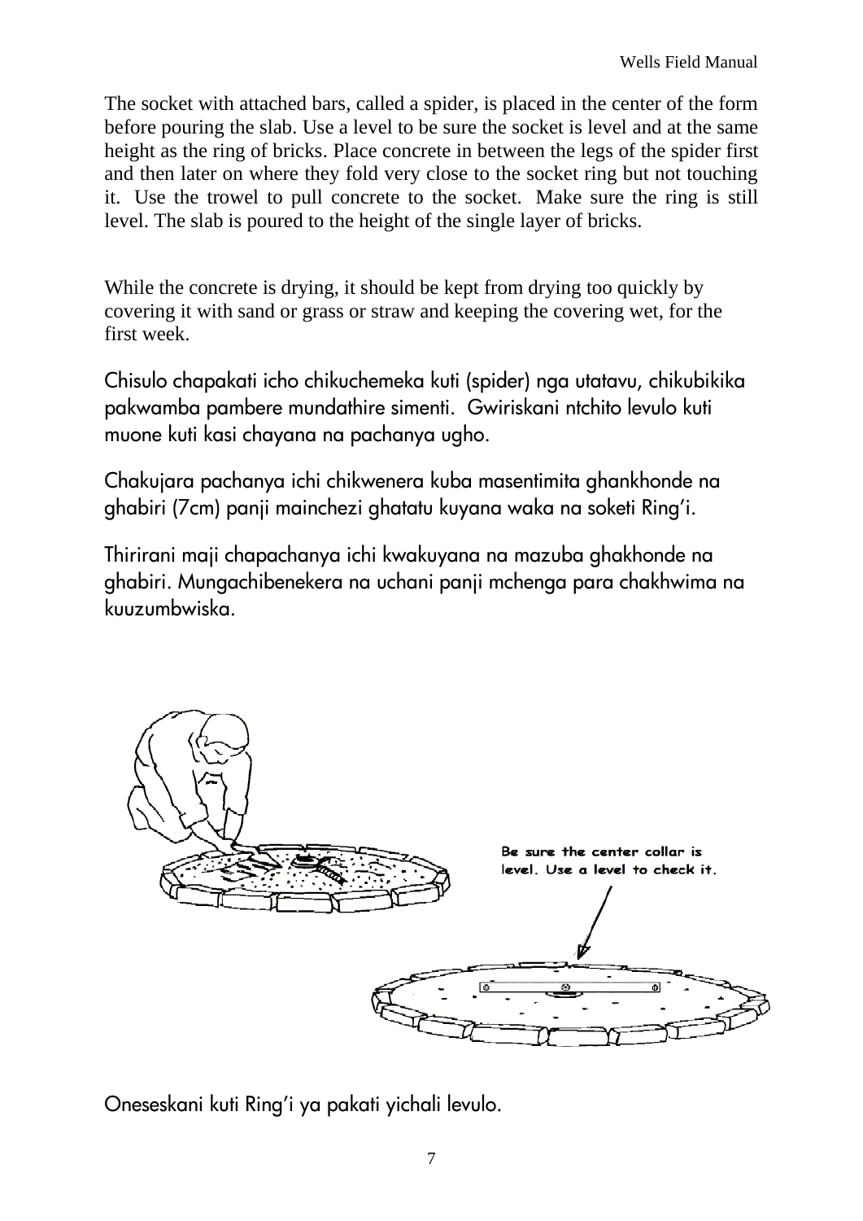The socket with attached bars, called a spider, is placed in the center of the form before pouring the slab. Use a level to be sure the socket is level and at the same height as the ring of bricks. Place concrete in between the legs of the spider first and then later on where they fold very close to the socket ring but not touching it. Use the trowel to pull concrete to the socket. Make sure the ring is still level. The slab is poured to the height of the single layer of bricks.

While the concrete is drying, it should be kept from drying too quickly by covering it with sand or grass or straw and keeping the covering wet, for the first week.

Chisulo chapakati icho chikuchemeka kuti (spider) nga utatavu, chikubikika pakwamba pambere mundathire simenti. Gwiriskani ntchito levulo kuti muone kuti kasi chayana na pachanya ugho.

Chakujara pachanya ichi chikwenera kuba masentimita ghankhonde na ghabiri (7cm) panji mainchezi ghatatu kuyana waka na soketi Ring'i.

Thirirani maji chapachanya ichi kwakuyana na mazuba ghakhonde na ghabiri. Mungachibenekera na uchani panji mchenga para chakhwima na kuuzumbwiska.

Be sure the center collar is level. Use a level to check it.

Oneseskani kuti Ring'i ya pakati yichali levulo.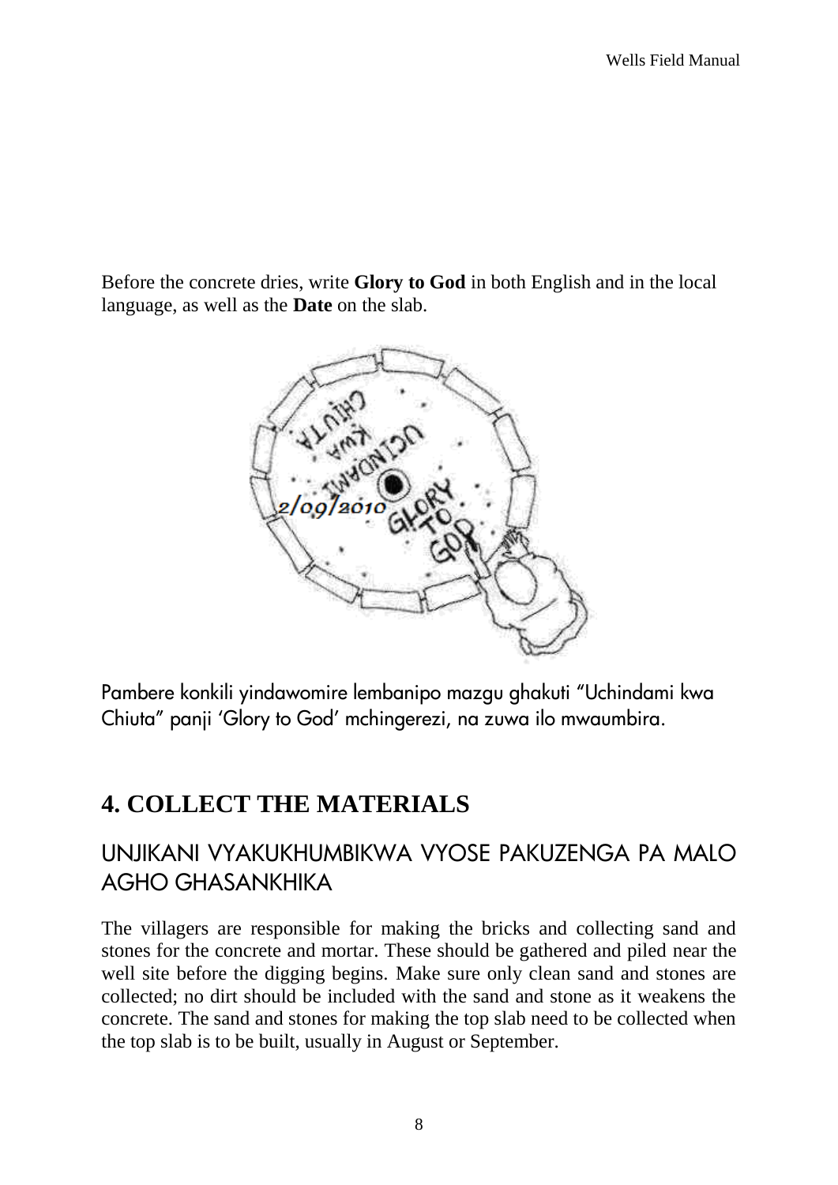Before the concrete dries, write **Glory to God** in both English and in the local language, as well as the **Date** on the slab.

Pambere konkili yindawomire lembanipo mazgu ghakuti "Uchindami kwa Chiuta" panji 'Glory to God' mchingerezi, na zuwa ilo mwaumbira.

## 4. COLLECT THE MATERIALS

### UNJIKANI VYAKUKHUMBIKWA VYOSE PAKUZENGA PA MALO AGHO GHASANKHIKA

The villagers are responsible for making the bricks and collecting sand and stones for the concrete and mortar. These should be gathered and piled near the well site before the digging begins. Make sure only clean sand and stones are collected; no dirt should be included with the sand and stone as it weakens the concrete. The sand and stones for making the top slab need to be collected when the top slab is to be built, usually in August or September.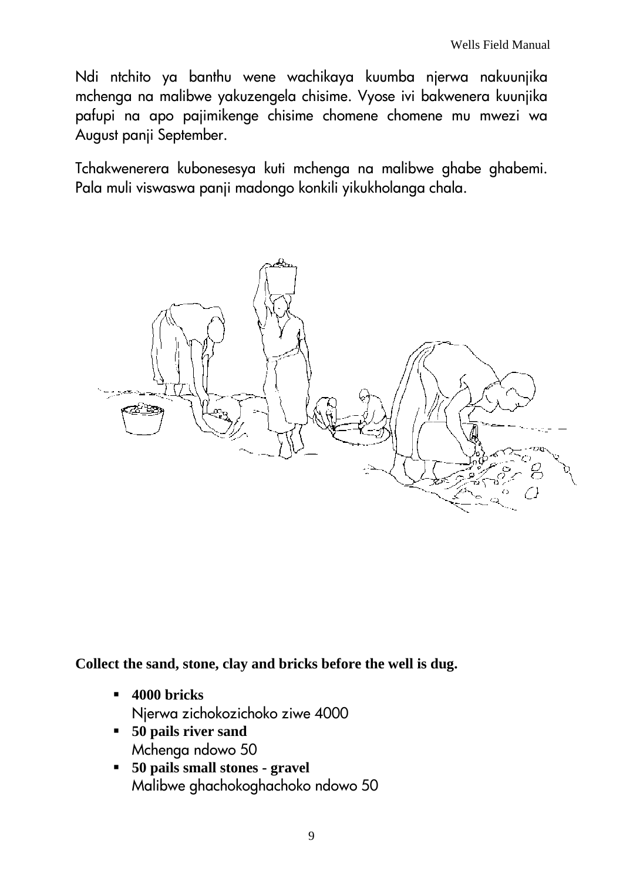Ndi ntchito ya banthu wene wachikaya kuumba njerwa nakuunjika mchenga na malibwe yakuzengela chisime. Vyose ivi bakwenera kuunjika pafupi na apo pajimikenge chisime chomene chomene mu mwezi wa August panji September.

Tchakwenerera kubonesesya kuti mchenga na malibwe ghabe ghabemi. Pala muli viswaswa panji madongo konkili yikukholanga chala.

**Collect the sand, stone, clay and bricks before the well is dug.**

- **4000 bricks**
  Njerwa zichokozichoko ziwe 4000
- **50 pails river sand**
  Mchenga ndowo 50
- **50 pails small stones - gravel**
  Malibwe ghachokoghachoko ndowo 50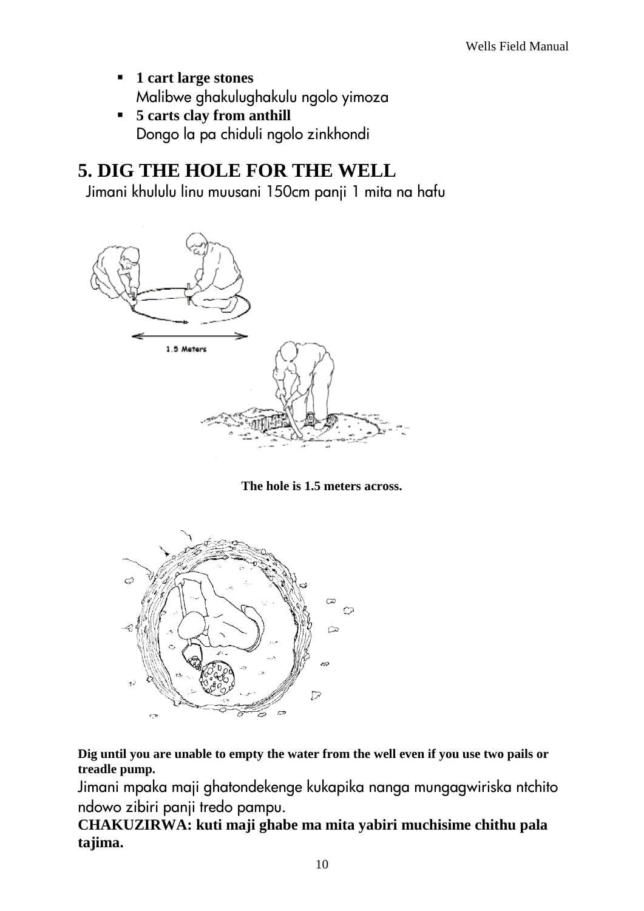- **1 cart large stones**
  Malibwe ghakulughakulu ngolo yimoza
- **5 carts clay from anthill**
  Dongo la pa chiduli ngolo zinkhondi

# 5. DIG THE HOLE FOR THE WELL

Jimani khululu linu muusani 150cm panji 1 mita na hafu

1.5 Meters

**The hole is 1.5 meters across.**

**Dig until you are unable to empty the water from the well even if you use two pails or treadle pump.**

Jimani mpaka maji ghatondekenge kukapika nanga mungagwiriska ntchito ndowo zibiri panji tredo pampu.

**CHAKUZIRWA: kuti maji ghabe ma mita yabiri muchisime chithu pala tajima.**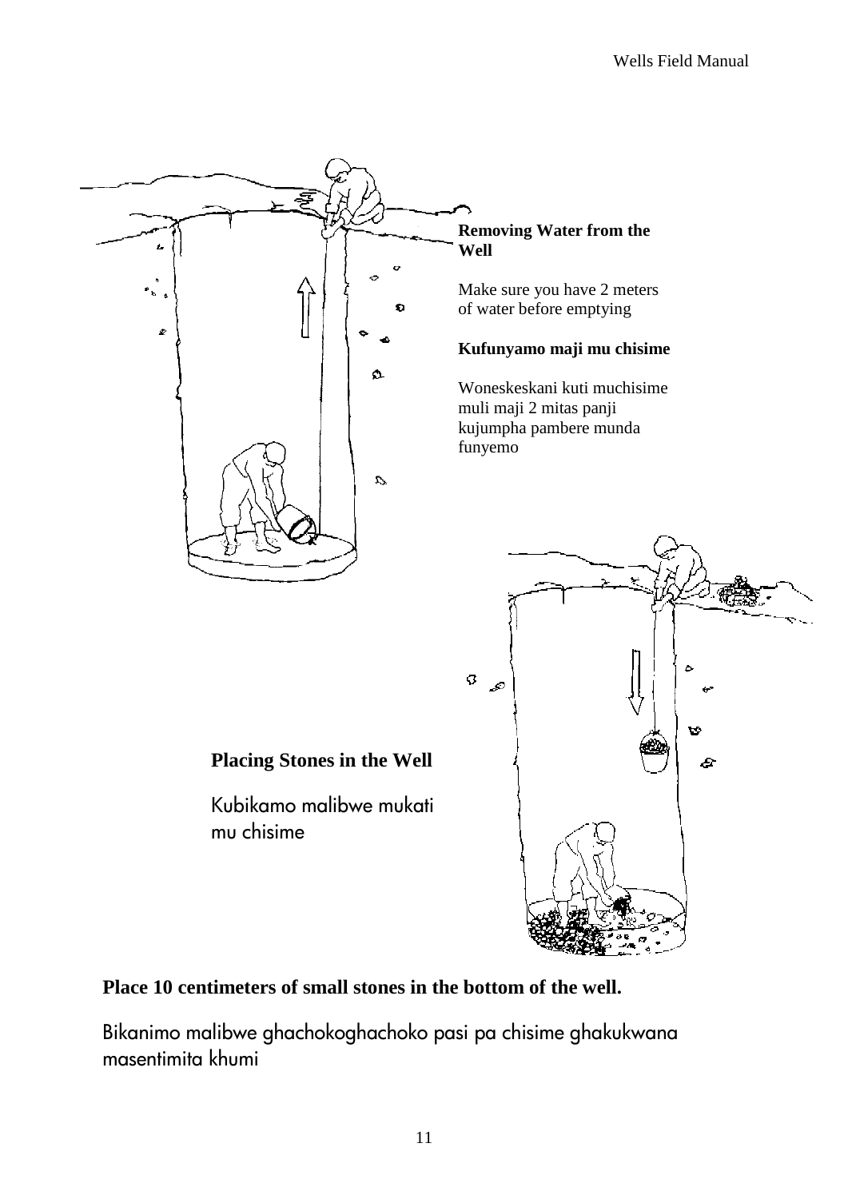**Removing Water from the Well**

Make sure you have 2 meters of water before emptying

**Kufunyamo maji mu chisime**

Woneskeskani kuti muchisime muli maji 2 mitas panji kujumpha pambere munda funyemo

**Placing Stones in the Well**

Kubikamo malibwe mukati mu chisime

**Place 10 centimeters of small stones in the bottom of the well.**

Bikanimo malibwe ghachokoghachoko pasi pa chisime ghakukwana masentimita khumi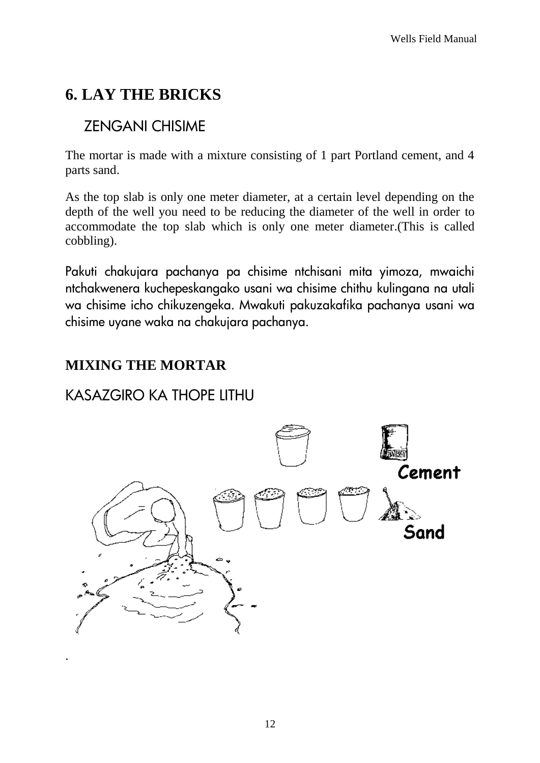# 6. LAY THE BRICKS

## ZENGANI CHISIME

The mortar is made with a mixture consisting of 1 part Portland cement, and 4 parts sand.

As the top slab is only one meter diameter, at a certain level depending on the depth of the well you need to be reducing the diameter of the well in order to accommodate the top slab which is only one meter diameter.(This is called cobbling).

Pakuti chakujara pachanya pa chisime ntchisani mita yimoza, mwaichi ntchakwenera kuchepeskangako usani wa chisime chithu kulingana na utali wa chisime icho chikuzengeka. Mwakuti pakuzakafika pachanya usani wa chisime uyane waka na chakujara pachanya.

## MIXING THE MORTAR

## KASAZGIRO KA THOPE LITHU

Cement

Sand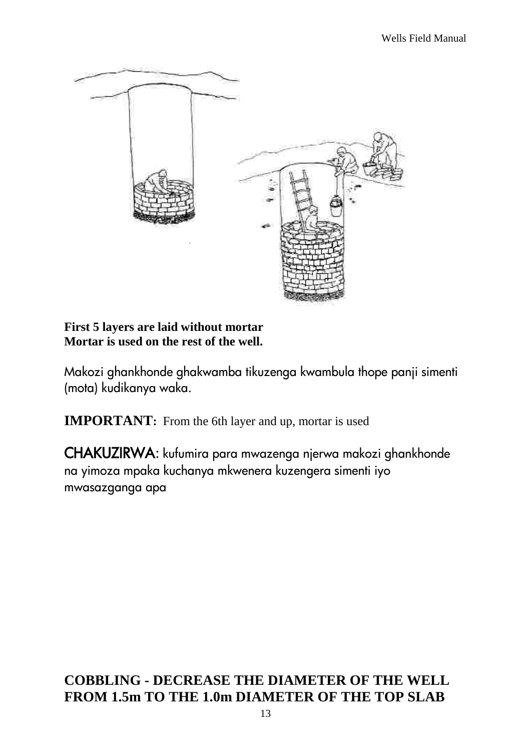**First 5 layers are laid without mortar**
**Mortar is used on the rest of the well.**

Makozi ghankhonde ghakwamba tikuzenga kwambula thope panji simenti (mota) kudikanya waka.

**IMPORTANT:** From the 6th layer and up, mortar is used

**CHAKUZIRWA**: kufumira para mwazenga njerwa makozi ghankhonde na yimoza mpaka kuchanya mkwenera kuzengera simenti iyo mwasazganga apa

## COBBLING - DECREASE THE DIAMETER OF THE WELL FROM 1.5m TO THE 1.0m DIAMETER OF THE TOP SLAB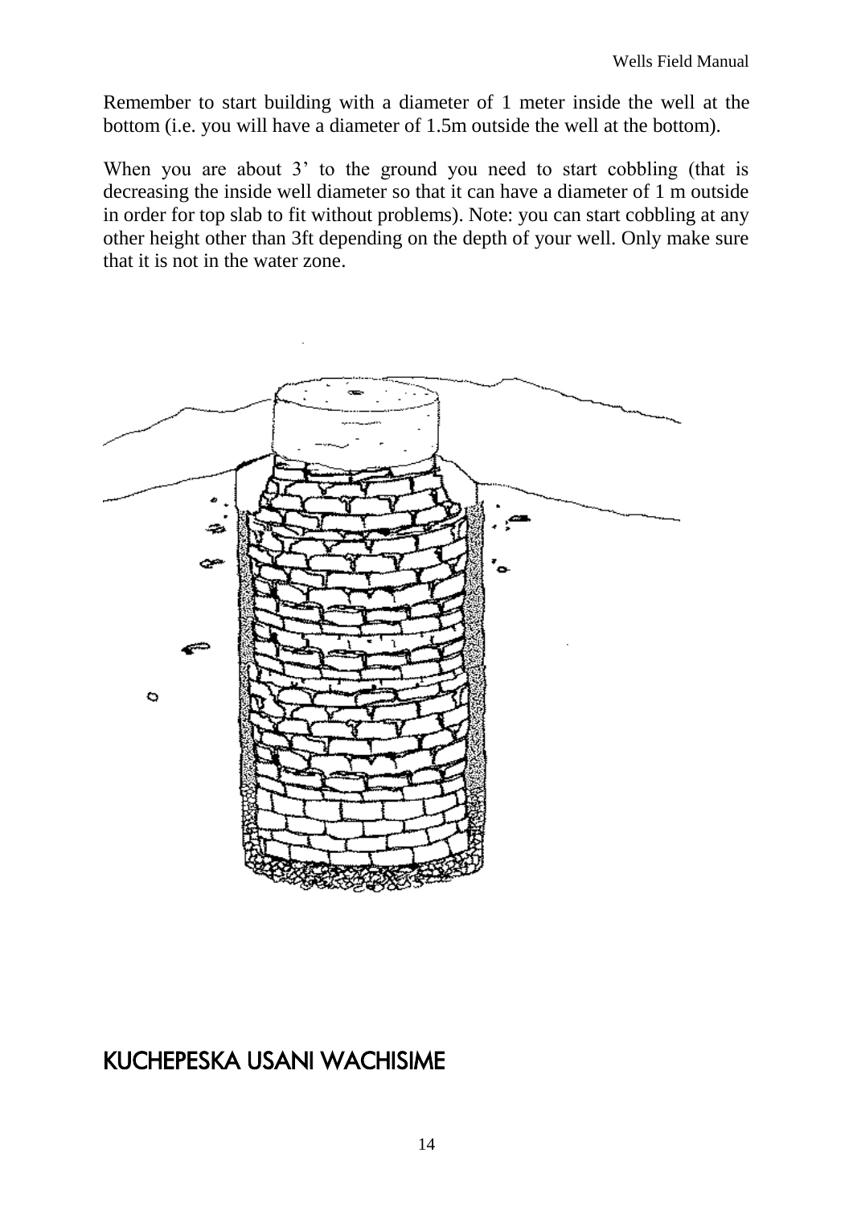Remember to start building with a diameter of 1 meter inside the well at the bottom (i.e. you will have a diameter of 1.5m outside the well at the bottom).

When you are about 3' to the ground you need to start cobbling (that is decreasing the inside well diameter so that it can have a diameter of 1 m outside in order for top slab to fit without problems). Note: you can start cobbling at any other height other than 3ft depending on the depth of your well. Only make sure that it is not in the water zone.

## KUCHEPESKA USANI WACHISIME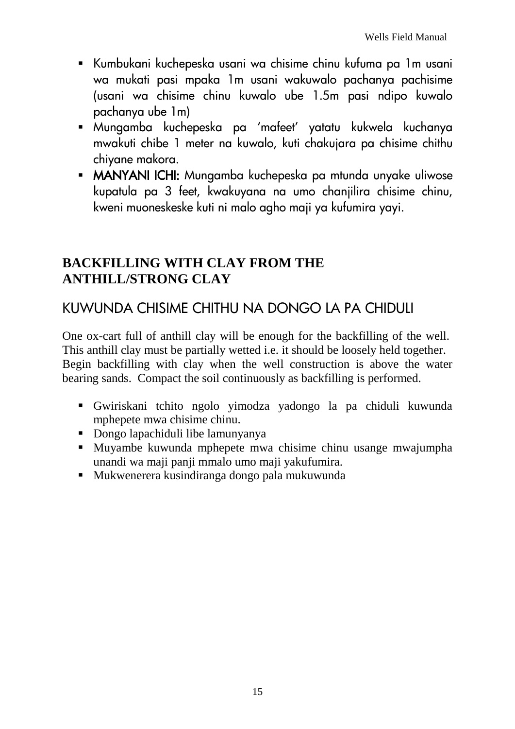- Kumbukani kuchepeska usani wa chisime chinu kufuma pa 1m usani wa mukati pasi mpaka 1m usani wakuwalo pachanya pachisime (usani wa chisime chinu kuwalo ube 1.5m pasi ndipo kuwalo pachanya ube 1m)
- Mungamba kuchepeska pa 'mafeet' yatatu kukwela kuchanya mwakuti chibe 1 meter na kuwalo, kuti chakujara pa chisime chithu chiyane makora.
- **MANYANI ICHI:** Mungamba kuchepeska pa mtunda unyake uliwose kupatula pa 3 feet, kwakuyana na umo chanjilira chisime chinu, kweni muoneskeske kuti ni malo agho maji ya kufumira yayi.

## BACKFILLING WITH CLAY FROM THE ANTHILL/STRONG CLAY

## KUWUNDA CHISIME CHITHU NA DONGO LA PA CHIDULI

One ox-cart full of anthill clay will be enough for the backfilling of the well. This anthill clay must be partially wetted i.e. it should be loosely held together. Begin backfilling with clay when the well construction is above the water bearing sands. Compact the soil continuously as backfilling is performed.

- Gwiriskani tchito ngolo yimodza yadongo la pa chiduli kuwunda mphepete mwa chisime chinu.
- Dongo lapachiduli libe lamunyanya
- Muyambe kuwunda mphepete mwa chisime chinu usange mwajumpha unandi wa maji panji mmalo umo maji yakufumira.
- Mukwenerera kusindiranga dongo pala mukuwunda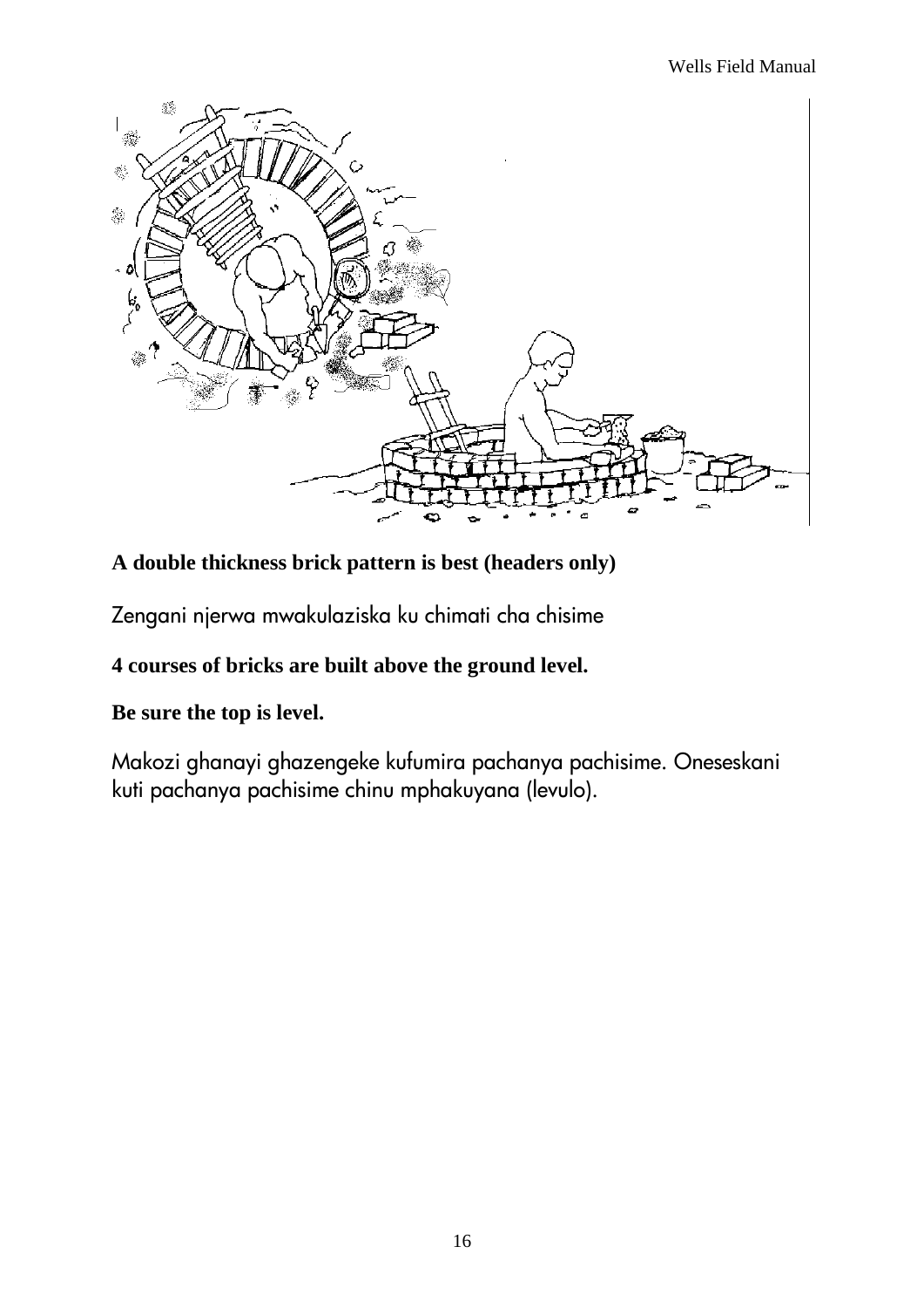**A double thickness brick pattern is best (headers only)**

Zengani njerwa mwakulaziska ku chimati cha chisime

**4 courses of bricks are built above the ground level.**

**Be sure the top is level.**

Makozi ghanayi ghazengeke kufumira pachanya pachisime. Oneseskani kuti pachanya pachisime chinu mphakuyana (levulo).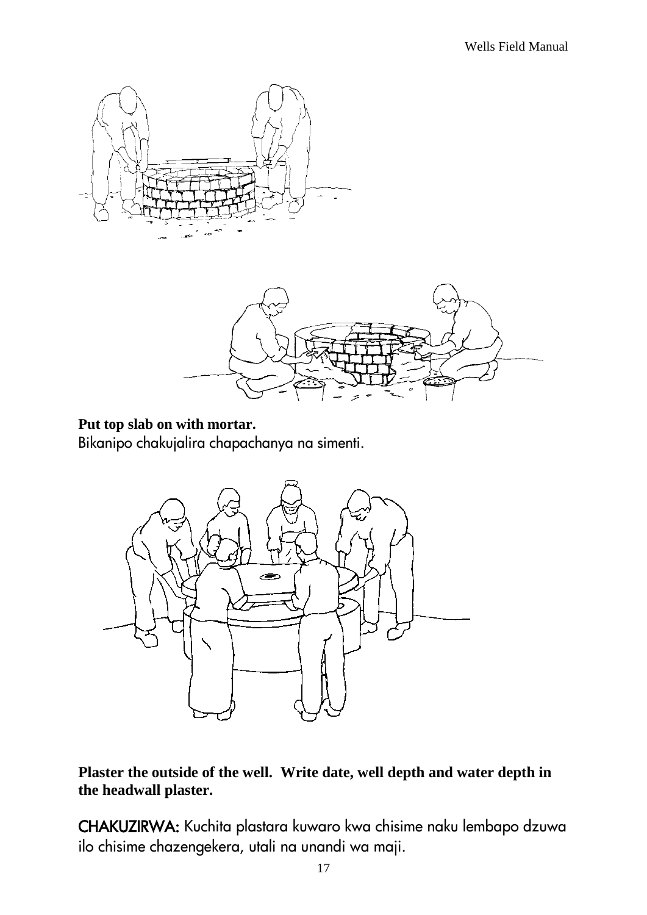**Put top slab on with mortar.**
Bikanipo chakujalira chapachanya na simenti.

**Plaster the outside of the well. Write date, well depth and water depth in the headwall plaster.**

**CHAKUZIRWA:** Kuchita plastara kuwaro kwa chisime naku lembapo dzuwa ilo chisime chazengekera, utali na unandi wa maji.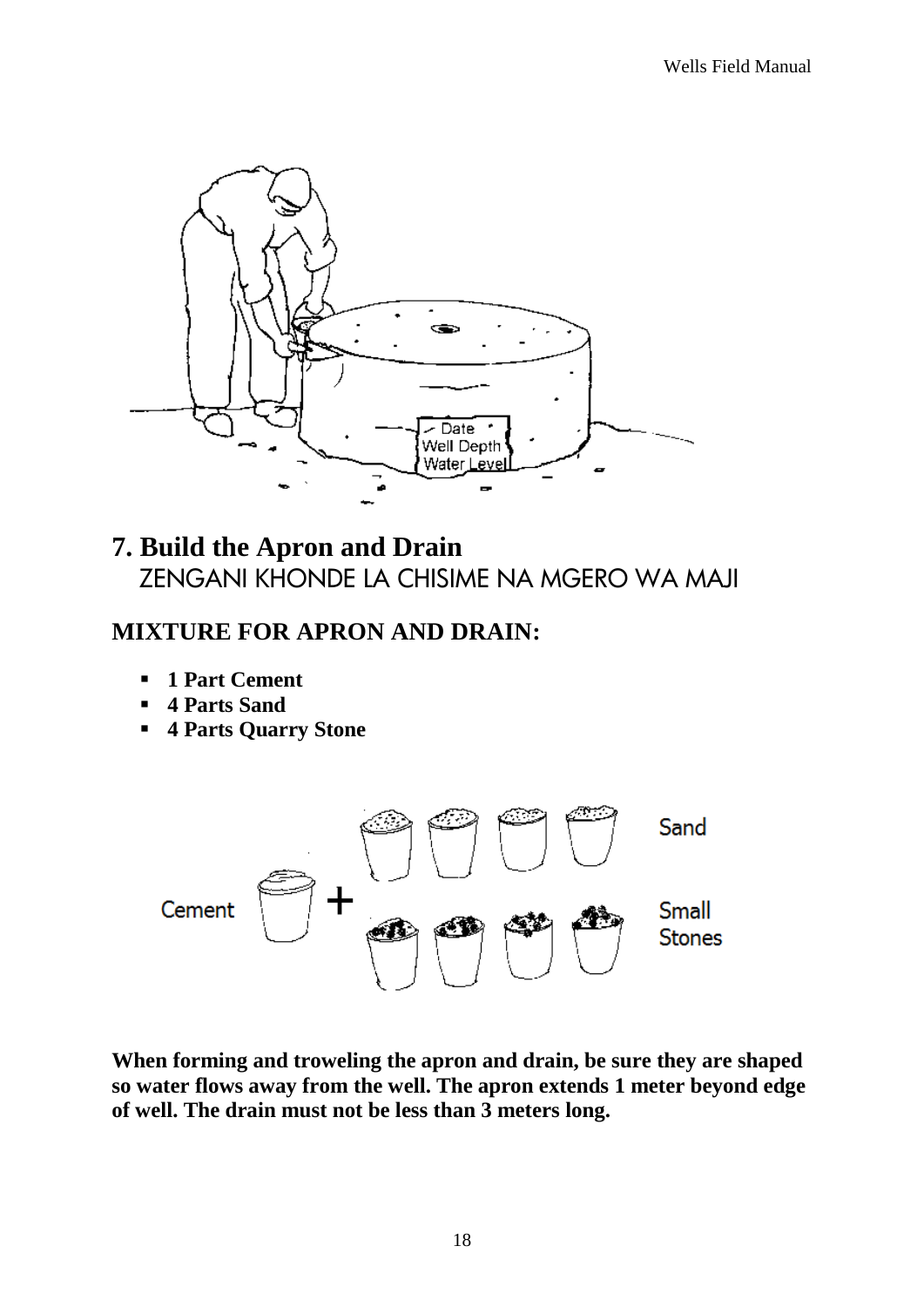## 7. Build the Apron and Drain

ZENGANI KHONDE LA CHISIME NA MGERO WA MAJI

### MIXTURE FOR APRON AND DRAIN:

- **1 Part Cement**
- **4 Parts Sand**
- **4 Parts Quarry Stone**

**When forming and troweling the apron and drain, be sure they are shaped so water flows away from the well. The apron extends 1 meter beyond edge of well. The drain must not be less than 3 meters long.**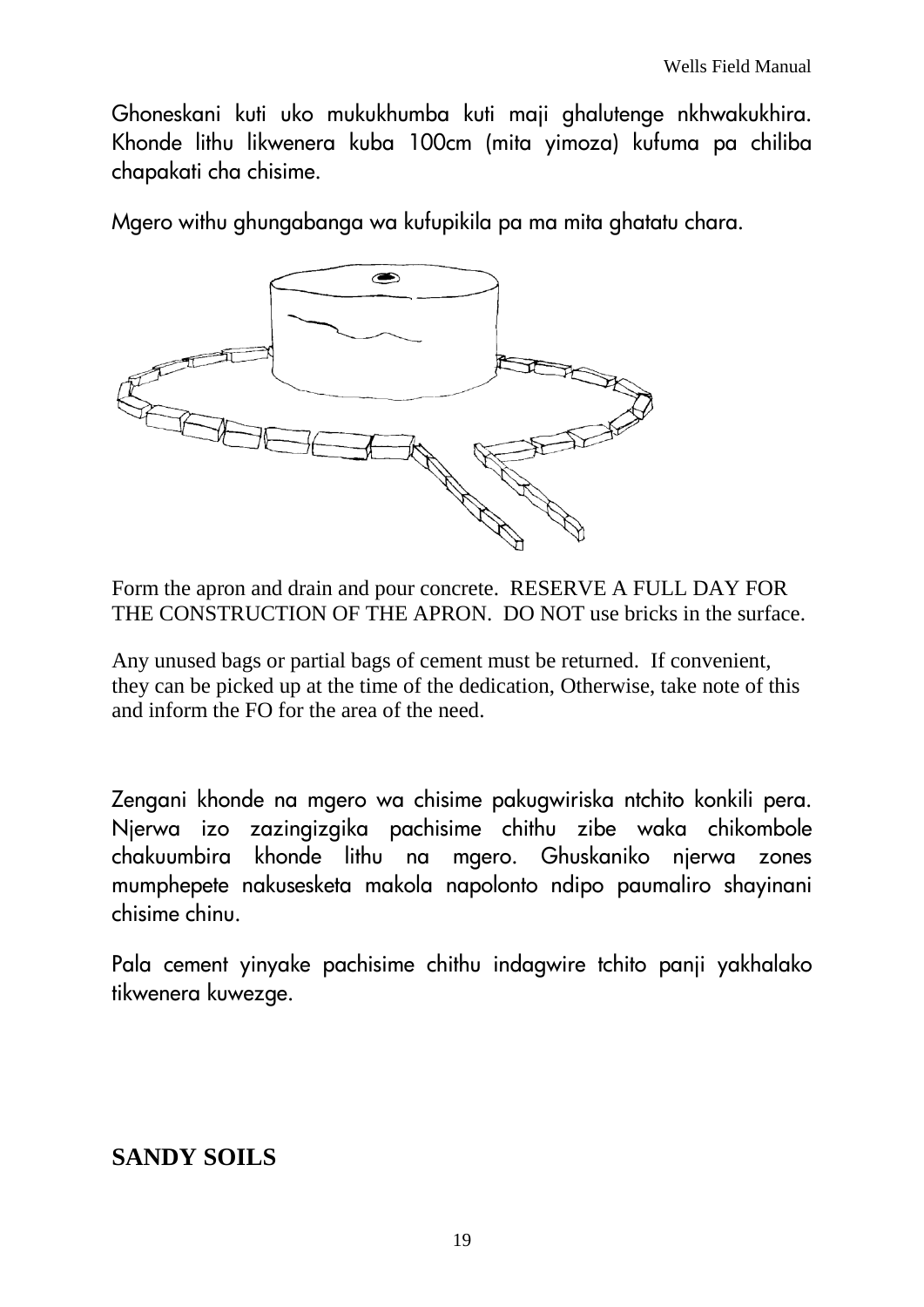Ghoneskani kuti uko mukukhumba kuti maji ghalutenge nkhwakukhira. Khonde lithu likwenera kuba 100cm (mita yimoza) kufuma pa chiliba chapakati cha chisime.

Mgero withu ghungabanga wa kufupikila pa ma mita ghatatu chara.

Form the apron and drain and pour concrete. RESERVE A FULL DAY FOR THE CONSTRUCTION OF THE APRON. DO NOT use bricks in the surface.

Any unused bags or partial bags of cement must be returned. If convenient, they can be picked up at the time of the dedication, Otherwise, take note of this and inform the FO for the area of the need.

Zengani khonde na mgero wa chisime pakugwiriska ntchito konkili pera. Njerwa izo zazingizgika pachisime chithu zibe waka chikombole chakuumbira khonde lithu na mgero. Ghuskaniko njerwa zones mumphepete nakusesketa makola napolonto ndipo paumaliro shayinani chisime chinu.

Pala cement yinyake pachisime chithu indagwire tchito panji yakhalako tikwenera kuwezge.

## SANDY SOILS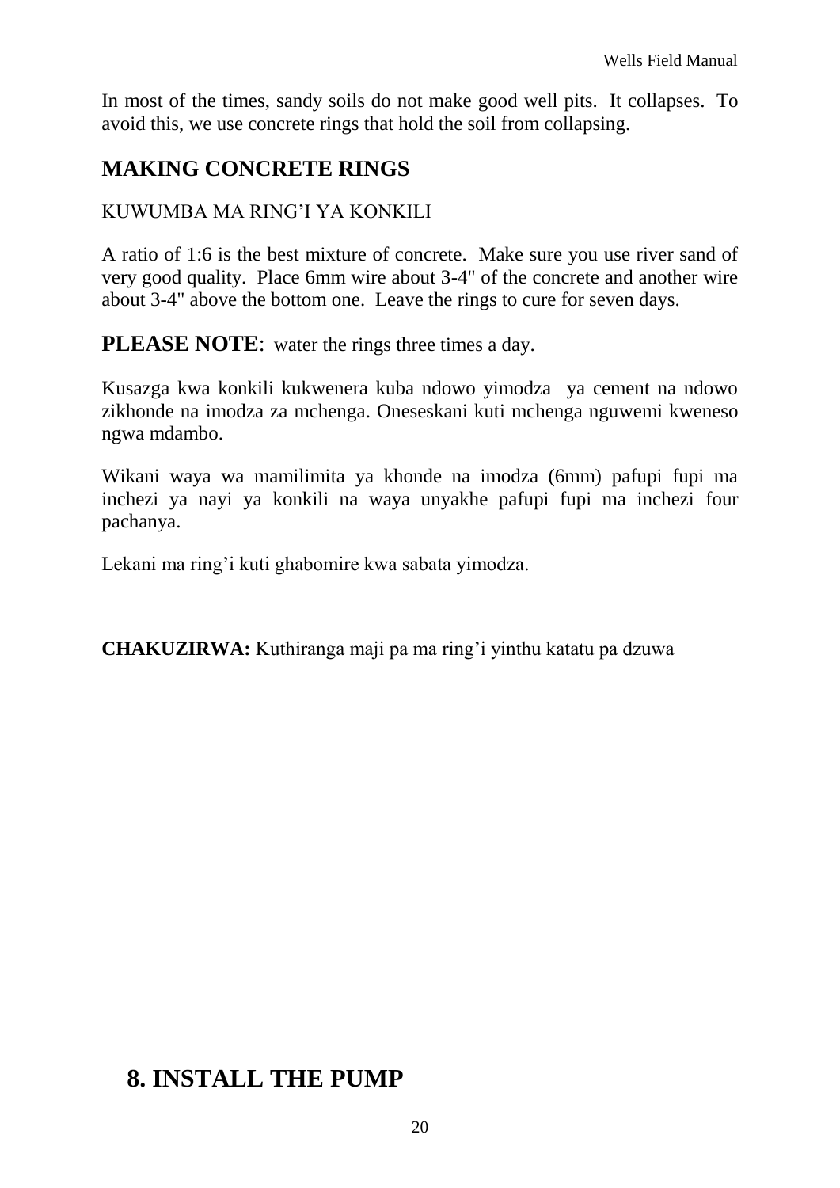In most of the times, sandy soils do not make good well pits. It collapses. To avoid this, we use concrete rings that hold the soil from collapsing.

## MAKING CONCRETE RINGS

KUWUMBA MA RING'I YA KONKILI

A ratio of 1:6 is the best mixture of concrete. Make sure you use river sand of very good quality. Place 6mm wire about 3-4" of the concrete and another wire about 3-4" above the bottom one. Leave the rings to cure for seven days.

**PLEASE NOTE**: water the rings three times a day.

Kusazga kwa konkili kukwenera kuba ndowo yimodza ya cement na ndowo zikhonde na imodza za mchenga. Oneseskani kuti mchenga nguwemi kweneso ngwa mdambo.

Wikani waya wa mamilimita ya khonde na imodza (6mm) pafupi fupi ma inchezi ya nayi ya konkili na waya unyakhe pafupi fupi ma inchezi four pachanya.

Lekani ma ring'i kuti ghabomire kwa sabata yimodza.

**CHAKUZIRWA:** Kuthiranga maji pa ma ring'i yinthu katatu pa dzuwa

## 8. INSTALL THE PUMP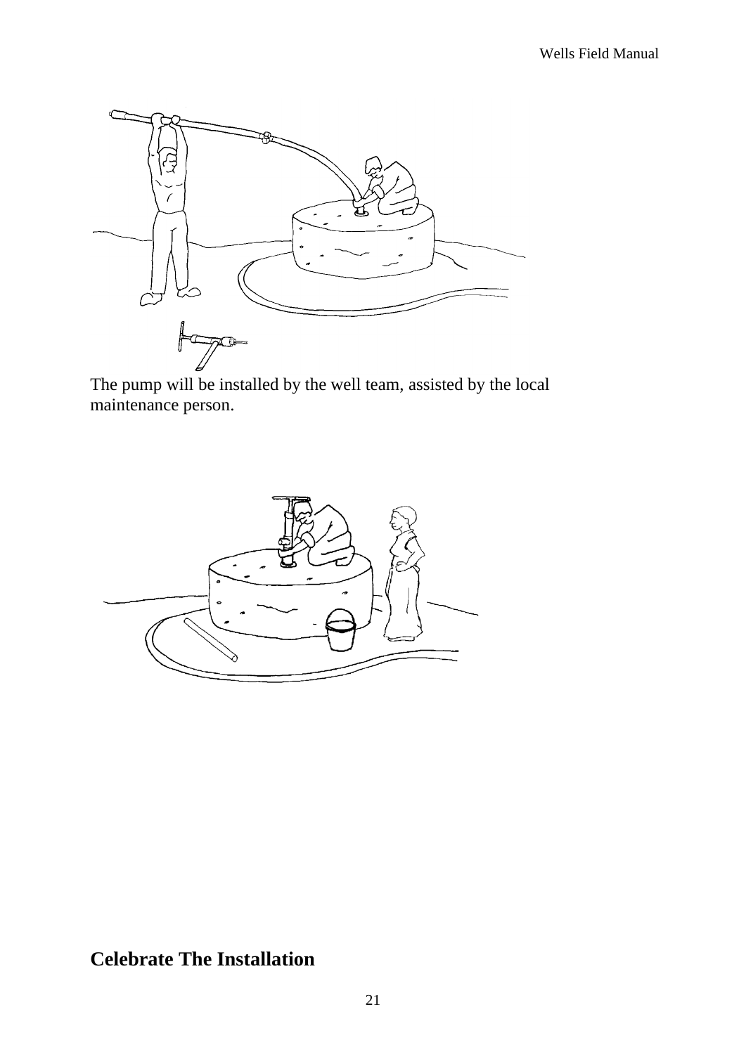The pump will be installed by the well team, assisted by the local maintenance person.

## Celebrate The Installation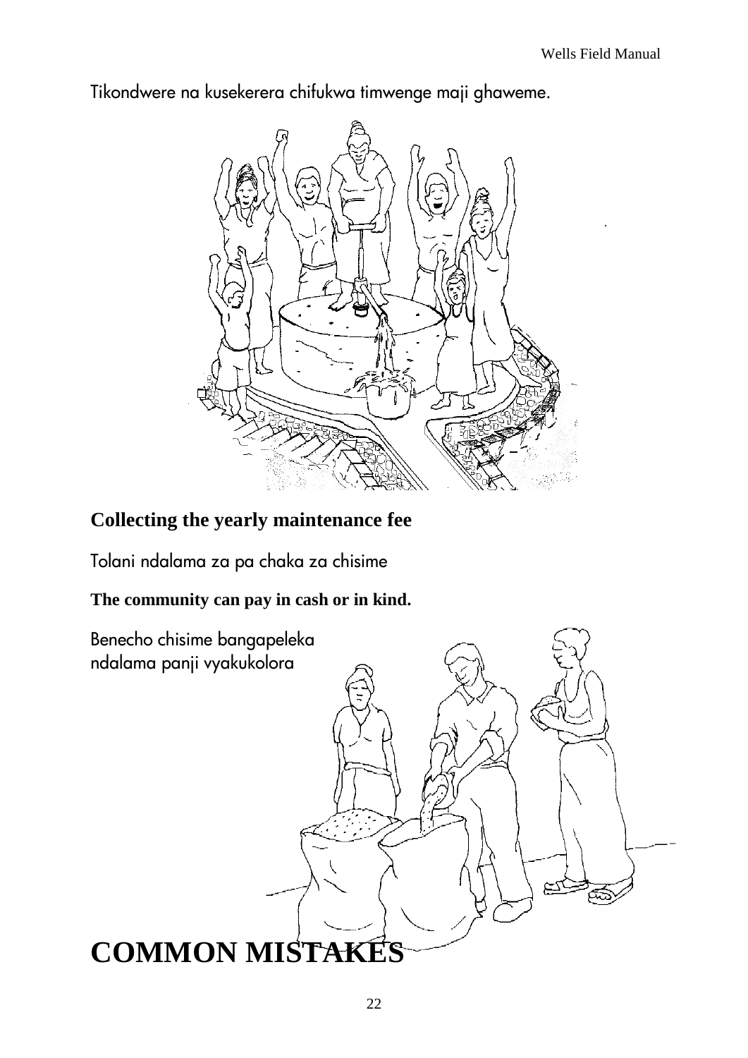Tikondwere na kusekerera chifukwa timwenge maji ghaweme.

## Collecting the yearly maintenance fee

Tolani ndalama za pa chaka za chisime

**The community can pay in cash or in kind.**

Benecho chisime bangapeleka ndalama panji vyakukolora

# COMMON MISTAKES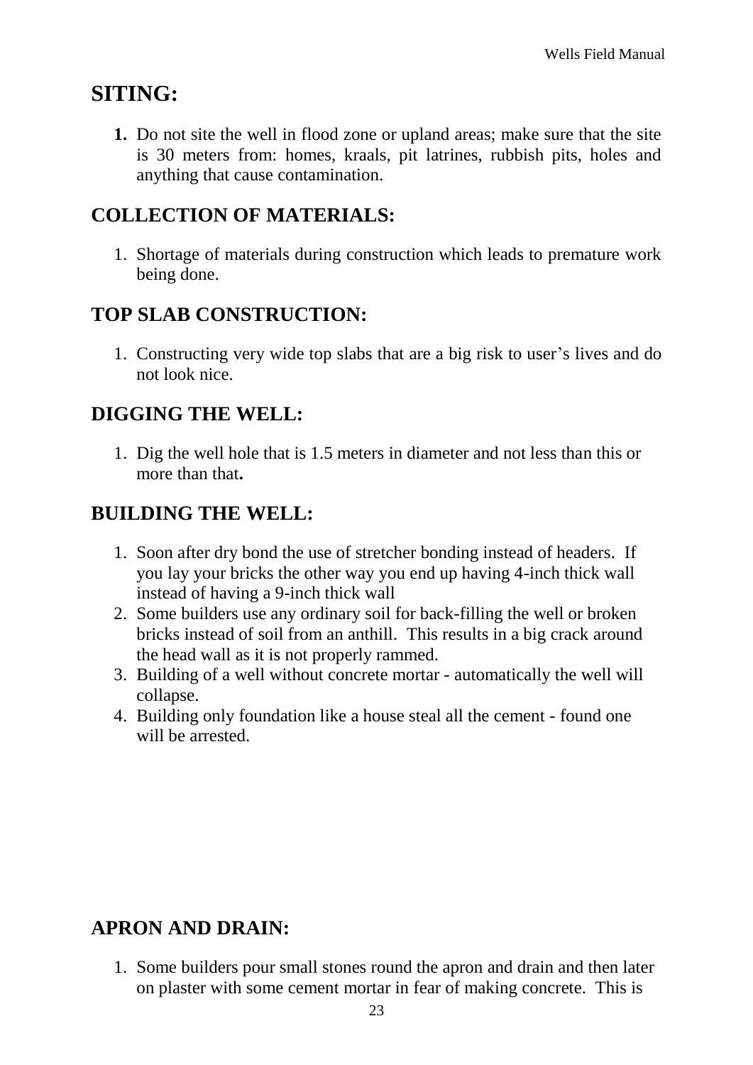## SITING:

1. Do not site the well in flood zone or upland areas; make sure that the site is 30 meters from: homes, kraals, pit latrines, rubbish pits, holes and anything that cause contamination.

## COLLECTION OF MATERIALS:

1. Shortage of materials during construction which leads to premature work being done.

## TOP SLAB CONSTRUCTION:

1. Constructing very wide top slabs that are a big risk to user's lives and do not look nice.

## DIGGING THE WELL:

1. Dig the well hole that is 1.5 meters in diameter and not less than this or more than that**.**

## BUILDING THE WELL:

1. Soon after dry bond the use of stretcher bonding instead of headers. If you lay your bricks the other way you end up having 4-inch thick wall instead of having a 9-inch thick wall
2. Some builders use any ordinary soil for back-filling the well or broken bricks instead of soil from an anthill. This results in a big crack around the head wall as it is not properly rammed.
3. Building of a well without concrete mortar - automatically the well will collapse.
4. Building only foundation like a house steal all the cement - found one will be arrested.

## APRON AND DRAIN:

1. Some builders pour small stones round the apron and drain and then later on plaster with some cement mortar in fear of making concrete. This is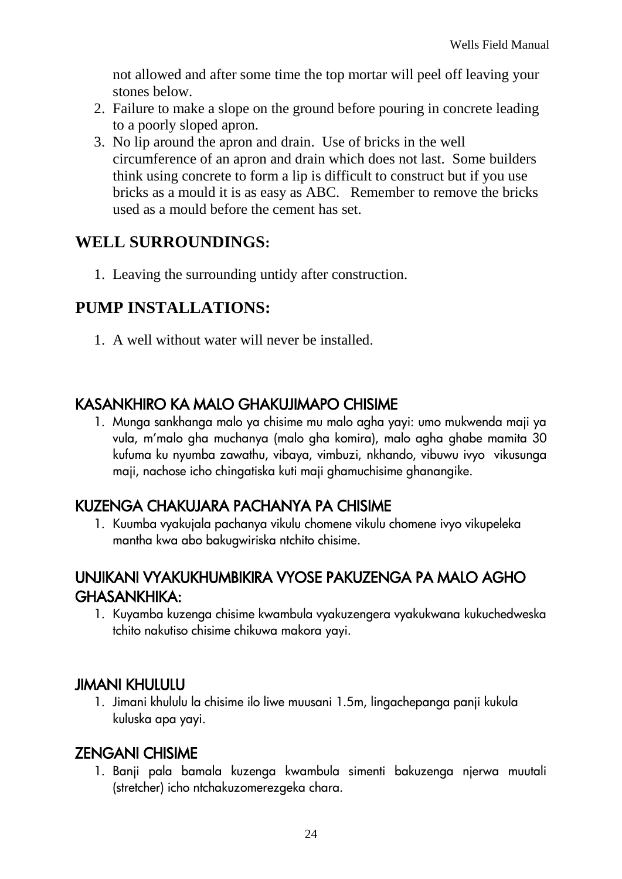not allowed and after some time the top mortar will peel off leaving your stones below.

2. Failure to make a slope on the ground before pouring in concrete leading to a poorly sloped apron.
3. No lip around the apron and drain. Use of bricks in the well circumference of an apron and drain which does not last. Some builders think using concrete to form a lip is difficult to construct but if you use bricks as a mould it is as easy as ABC. Remember to remove the bricks used as a mould before the cement has set.

## WELL SURROUNDINGS:

1. Leaving the surrounding untidy after construction.

## PUMP INSTALLATIONS:

1. A well without water will never be installed.

## KASANKHIRO KA MALO GHAKUJIMAPO CHISIME

1. Munga sankhanga malo ya chisime mu malo agha yayi: umo mukwenda maji ya vula, m'malo gha muchanya (malo gha komira), malo agha ghabe mamita 30 kufuma ku nyumba zawathu, vibaya, vimbuzi, nkhando, vibuwu ivyo vikusunga maji, nachose icho chingatiska kuti maji ghamuchisime ghanangike.

## KUZENGA CHAKUJARA PACHANYA PA CHISIME

1. Kuumba vyakujala pachanya vikulu chomene vikulu chomene ivyo vikupeleka mantha kwa abo bakugwiriska ntchito chisime.

## UNJIKANI VYAKUKHUMBIKIRA VYOSE PAKUZENGA PA MALO AGHO GHASANKHIKA:

1. Kuyamba kuzenga chisime kwambula vyakuzengera vyakukwana kukuchedweska tchito nakutiso chisime chikuwa makora yayi.

## JIMANI KHULULU

1. Jimani khululu la chisime ilo liwe muusani 1.5m, lingachepanga panji kukula kuluska apa yayi.

## ZENGANI CHISIME

1. Banji pala bamala kuzenga kwambula simenti bakuzenga njerwa muutali (stretcher) icho ntchakuzomerezgeka chara.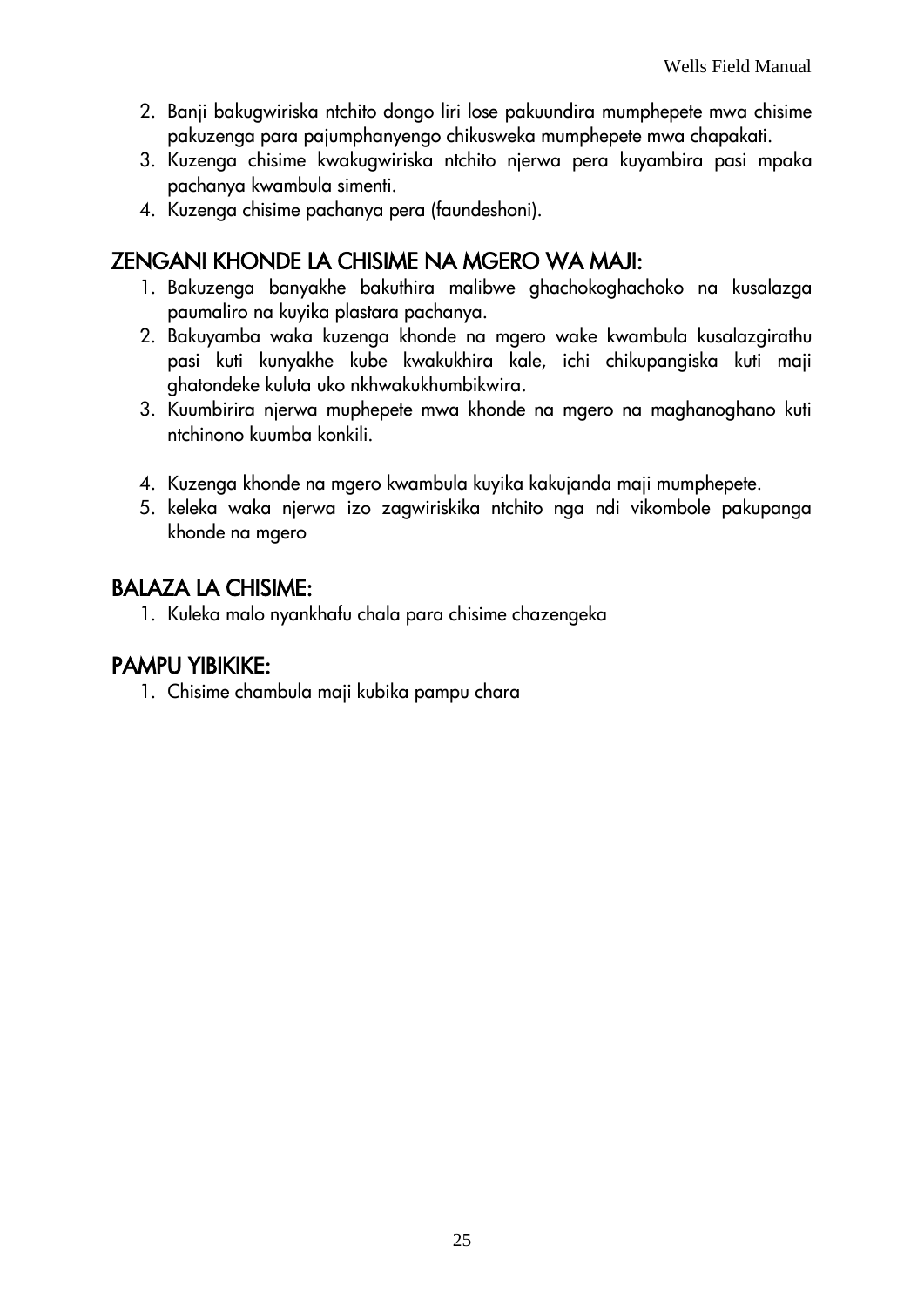2. Banji bakugwiriska ntchito dongo liri lose pakuundira mumphepete mwa chisime pakuzenga para pajumphanyengo chikusweka mumphepete mwa chapakati.
3. Kuzenga chisime kwakugwiriska ntchito njerwa pera kuyambira pasi mpaka pachanya kwambula simenti.
4. Kuzenga chisime pachanya pera (faundeshoni).

## ZENGANI KHONDE LA CHISIME NA MGERO WA MAJI:

1. Bakuzenga banyakhe bakuthira malibwe ghachokoghachoko na kusalazga paumaliro na kuyika plastara pachanya.
2. Bakuyamba waka kuzenga khonde na mgero wake kwambula kusalazgirathu pasi kuti kunyakhe kube kwakukhira kale, ichi chikupangiska kuti maji ghatondeke kuluta uko nkhwakukhumbikwira.
3. Kuumbirira njerwa muphepete mwa khonde na mgero na maghanoghano kuti ntchinono kuumba konkili.
4. Kuzenga khonde na mgero kwambula kuyika kakujanda maji mumphepete.
5. keleka waka njerwa izo zagwiriskika ntchito nga ndi vikombole pakupanga khonde na mgero

## BALAZA LA CHISIME:

1. Kuleka malo nyankhafu chala para chisime chazengeka

## PAMPU YIBIKIKE:

1. Chisime chambula maji kubika pampu chara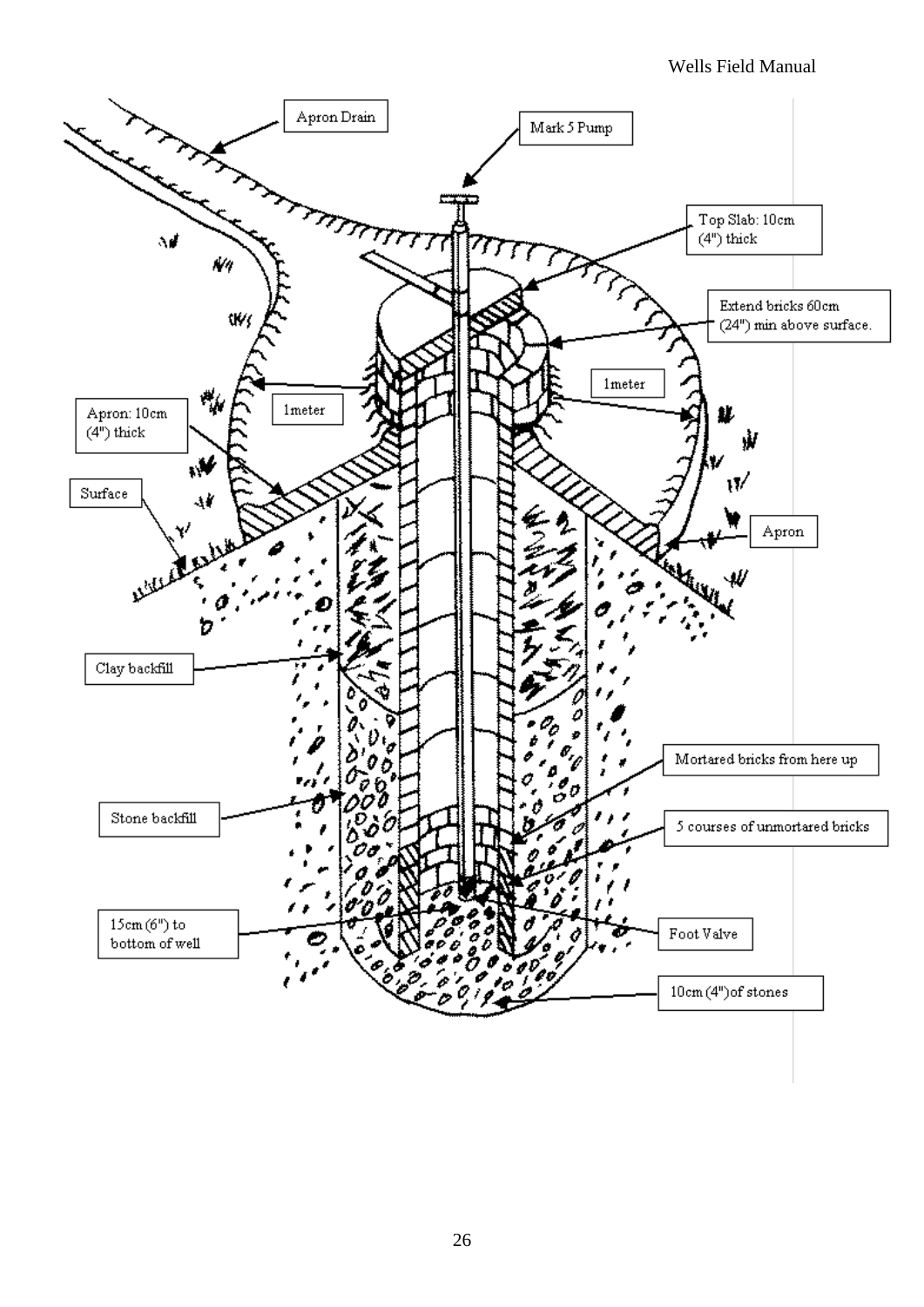Apron Drain

Mark 5 Pump

Top Slab: 10cm (4") thick

Extend bricks 60cm (24") min above surface.

1meter

1meter

Apron: 10cm (4") thick

Surface

Apron

Clay backfill

Stone backfill

Mortared bricks from here up

5 courses of unmortared bricks

15cm (6") to bottom of well

Foot Valve

10cm (4")of stones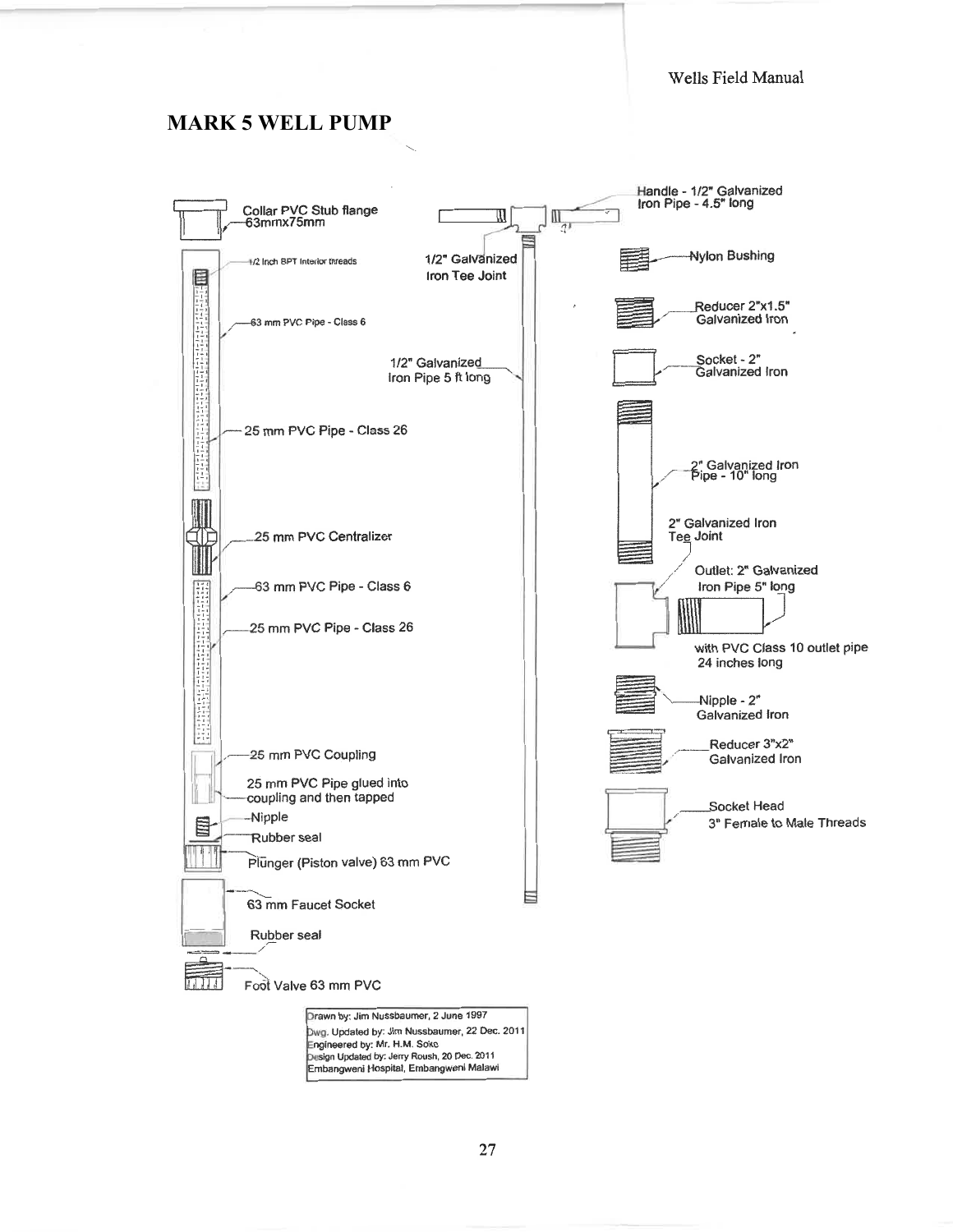# MARK 5 WELL PUMP

Collar PVC Stub flange 63mmx75mm

1/2 Inch BPT Interior threads

63 mm PVC Pipe - Class 6

25 mm PVC Pipe - Class 26

25 mm PVC Centralizer

63 mm PVC Pipe - Class 6

25 mm PVC Pipe - Class 26

25 mm PVC Coupling

25 mm PVC Pipe glued into coupling and then tapped

Nipple

Rubber seal

Plunger (Piston valve) 63 mm PVC

63 mm Faucet Socket

Rubber seal

Foot Valve 63 mm PVC

1/2" Galvanized Iron Tee Joint

1/2" Galvanized Iron Pipe 5 ft long

Handle - 1/2" Galvanized Iron Pipe - 4.5" long

Nylon Bushing

Reducer 2"x1.5" Galvanized Iron

Socket - 2" Galvanized Iron

2" Galvanized Iron Pipe - 10" long

2" Galvanized Iron Tee Joint

Outlet: 2" Galvanized Iron Pipe 5" long

with PVC Class 10 outlet pipe 24 inches long

Nipple - 2" Galvanized Iron

Reducer 3"x2" Galvanized Iron

Socket Head 3" Female to Male Threads

Drawn by: Jim Nussbaumer, 2 June 1997
Dwg. Updated by: Jim Nussbaumer, 22 Dec. 2011
Engineered by: Mr. H.M. Soko
Design Updated by: Jerry Roush, 20 Dec. 2011
Embangweni Hospital, Embangweni Malawi